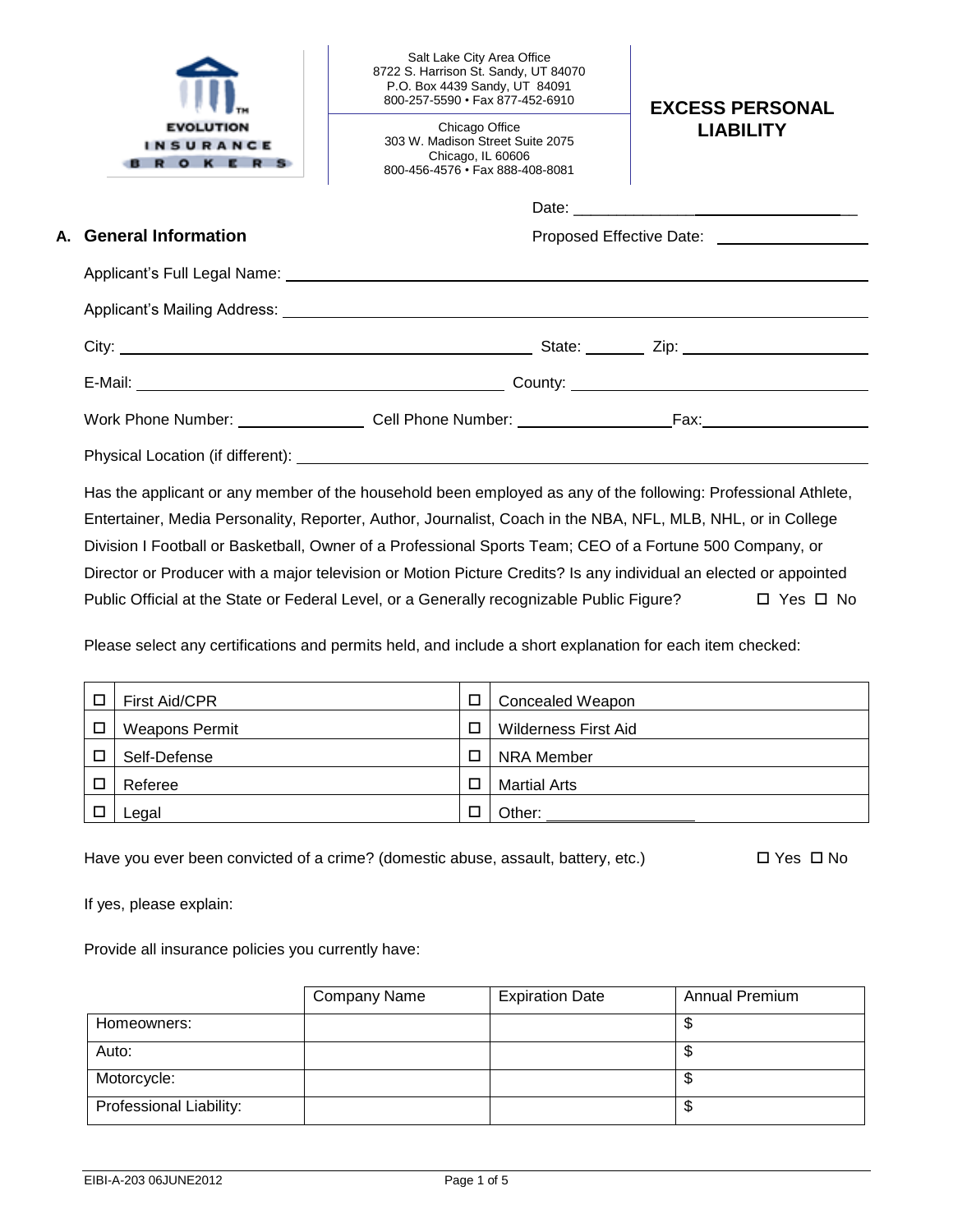Salt Lake City Area Office
8722 S. Harrison St. Sandy, UT 84070
P.O. Box 4439 Sandy, UT 84091
800-257-5590 • Fax 877-452-6910

Chicago Office
303 W. Madison Street Suite 2075
Chicago, IL 60606
800-456-4576 • Fax 888-408-8081

# EXCESS PERSONAL LIABILITY

Date: ______________________________

## A. General Information

Proposed Effective Date: ________________

Applicant's Full Legal Name: ________________________________________

Applicant's Mailing Address: ________________________________________

City: ______________________________ State: _______ Zip: ________________

E-Mail: ______________________________ County: ______________________________

Work Phone Number: ______________ Cell Phone Number: ________________ Fax: ________________

Physical Location (if different): ________________________________________

Has the applicant or any member of the household been employed as any of the following: Professional Athlete, Entertainer, Media Personality, Reporter, Author, Journalist, Coach in the NBA, NFL, MLB, NHL, or in College Division I Football or Basketball, Owner of a Professional Sports Team; CEO of a Fortune 500 Company, or Director or Producer with a major television or Motion Picture Credits? Is any individual an elected or appointed Public Official at the State or Federal Level, or a Generally recognizable Public Figure? ☐ Yes ☐ No

Please select any certifications and permits held, and include a short explanation for each item checked:

| | | | |
|---|---|---|---|
| ☐ | First Aid/CPR | ☐ | Concealed Weapon |
| ☐ | Weapons Permit | ☐ | Wilderness First Aid |
| ☐ | Self-Defense | ☐ | NRA Member |
| ☐ | Referee | ☐ | Martial Arts |
| ☐ | Legal | ☐ | Other: ________________ |

Have you ever been convicted of a crime? (domestic abuse, assault, battery, etc.) ☐ Yes ☐ No

If yes, please explain:

Provide all insurance policies you currently have:

| | Company Name | Expiration Date | Annual Premium |
|---|---|---|---|
| Homeowners: | | | $ |
| Auto: | | | $ |
| Motorcycle: | | | $ |
| Professional Liability: | | | $ |

EIBI-A-203 06JUNE2012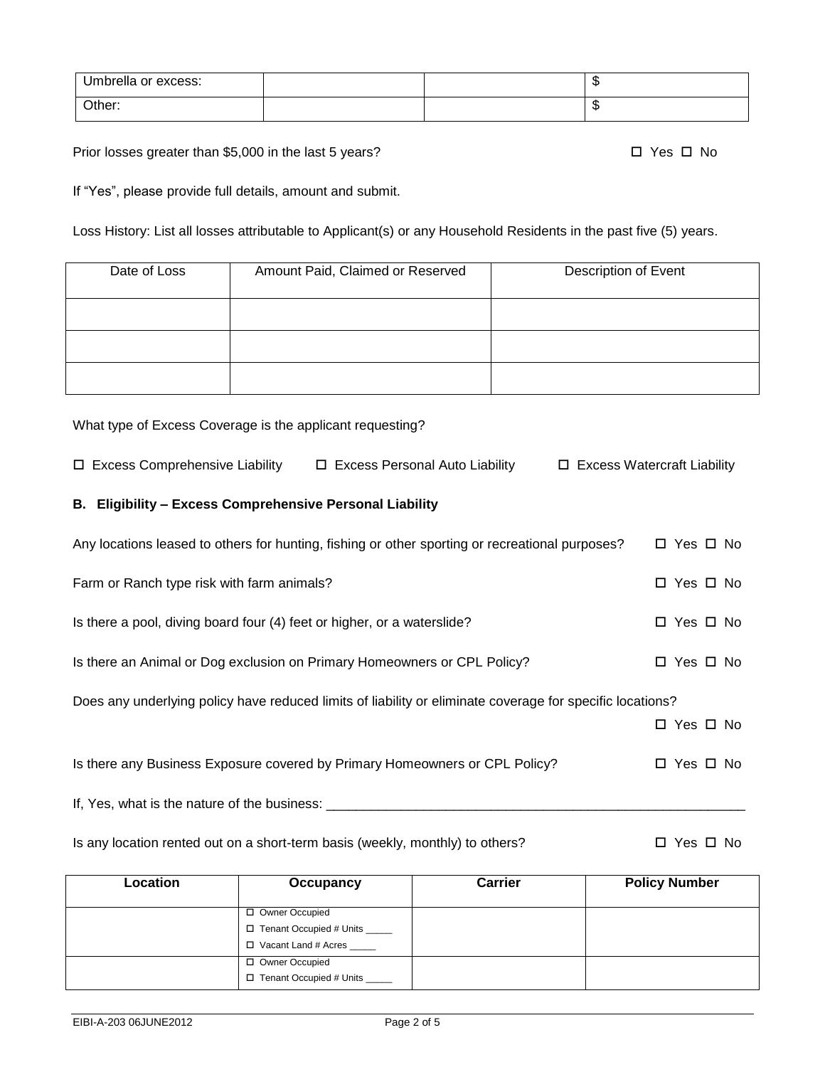| | | | |
|---|---|---|---|
| Umbrella or excess: | | | $ |
| Other: | | | $ |

Prior losses greater than $5,000 in the last 5 years? ☐ Yes ☐ No

If "Yes", please provide full details, amount and submit.

Loss History: List all losses attributable to Applicant(s) or any Household Residents in the past five (5) years.

| Date of Loss | Amount Paid, Claimed or Reserved | Description of Event |
|---|---|---|
| | | |
| | | |
| | | |

What type of Excess Coverage is the applicant requesting?

☐ Excess Comprehensive Liability ☐ Excess Personal Auto Liability ☐ Excess Watercraft Liability

**B. Eligibility – Excess Comprehensive Personal Liability**

Any locations leased to others for hunting, fishing or other sporting or recreational purposes? ☐ Yes ☐ No

Farm or Ranch type risk with farm animals? ☐ Yes ☐ No

Is there a pool, diving board four (4) feet or higher, or a waterslide? ☐ Yes ☐ No

Is there an Animal or Dog exclusion on Primary Homeowners or CPL Policy? ☐ Yes ☐ No

Does any underlying policy have reduced limits of liability or eliminate coverage for specific locations? ☐ Yes ☐ No

Is there any Business Exposure covered by Primary Homeowners or CPL Policy? ☐ Yes ☐ No

If, Yes, what is the nature of the business: ____________________________________________________________

Is any location rented out on a short-term basis (weekly, monthly) to others? ☐ Yes ☐ No

| Location | Occupancy | Carrier | Policy Number |
|---|---|---|---|
| | ☐ Owner Occupied<br>☐ Tenant Occupied # Units _____<br>☐ Vacant Land # Acres _____ | | |
| | ☐ Owner Occupied<br>☐ Tenant Occupied # Units _____ | | |

EIBI-A-203 06JUNE2012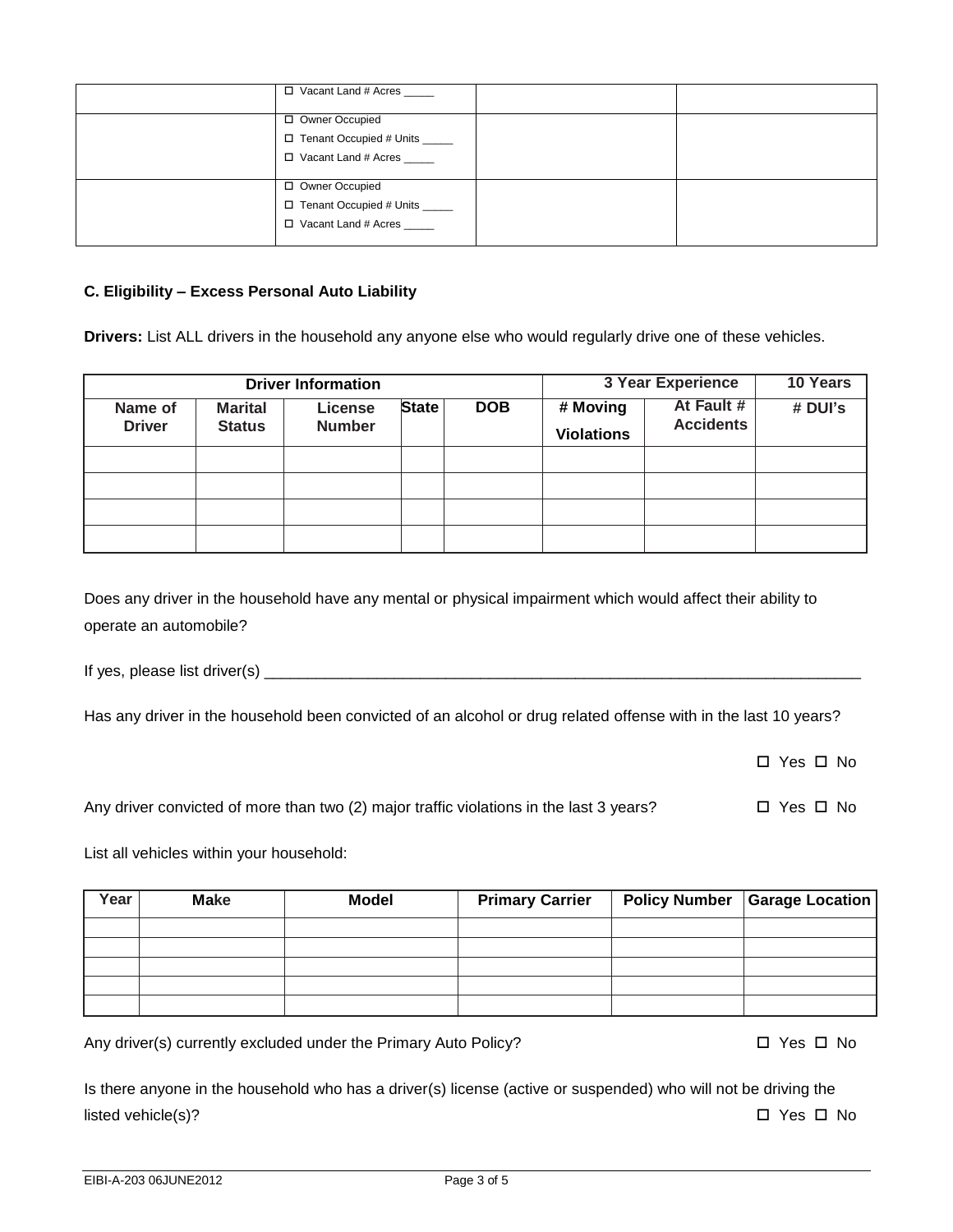| | | | |
|---|---|---|---|
| | ☐ Vacant Land # Acres _____ | | |
| | ☐ Owner Occupied<br>☐ Tenant Occupied # Units _____<br>☐ Vacant Land # Acres _____ | | |
| | ☐ Owner Occupied<br>☐ Tenant Occupied # Units _____<br>☐ Vacant Land # Acres _____ | | |

**C. Eligibility – Excess Personal Auto Liability**

**Drivers:** List ALL drivers in the household any anyone else who would regularly drive one of these vehicles.

| Driver Information | | | | | 3 Year Experience | | 10 Years |
|---|---|---|---|---|---|---|---|
| Name of Driver | Marital Status | License Number | State | DOB | # Moving Violations | At Fault # Accidents | # DUI's |
| | | | | | | | |
| | | | | | | | |
| | | | | | | | |
| | | | | | | | |

Does any driver in the household have any mental or physical impairment which would affect their ability to operate an automobile?

If yes, please list driver(s) ___________________________________________________________________

Has any driver in the household been convicted of an alcohol or drug related offense with in the last 10 years?

☐ Yes ☐ No

Any driver convicted of more than two (2) major traffic violations in the last 3 years? ☐ Yes ☐ No

List all vehicles within your household:

| Year | Make | Model | Primary Carrier | Policy Number | Garage Location |
|---|---|---|---|---|---|
| | | | | | |
| | | | | | |
| | | | | | |
| | | | | | |
| | | | | | |

Any driver(s) currently excluded under the Primary Auto Policy? ☐ Yes ☐ No

Is there anyone in the household who has a driver(s) license (active or suspended) who will not be driving the listed vehicle(s)? ☐ Yes ☐ No

EIBI-A-203 06JUNE2012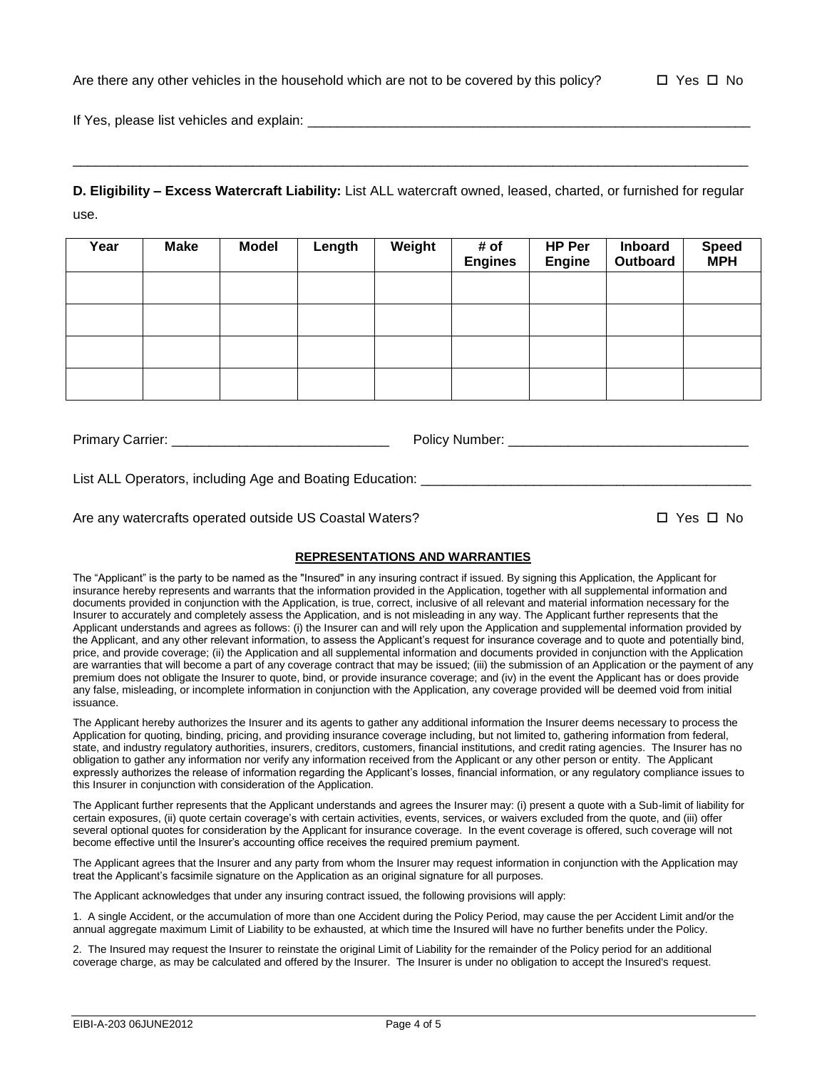Are there any other vehicles in the household which are not to be covered by this policy? ☐ Yes ☐ No

If Yes, please list vehicles and explain: _______________________________________________

_______________________________________________________________________________

**D. Eligibility – Excess Watercraft Liability:** List ALL watercraft owned, leased, charted, or furnished for regular use.

| Year | Make | Model | Length | Weight | # of Engines | HP Per Engine | Inboard Outboard | Speed MPH |
|---|---|---|---|---|---|---|---|---|
| | | | | | | | | |
| | | | | | | | | |
| | | | | | | | | |
| | | | | | | | | |

Primary Carrier: ____________________________ Policy Number: ______________________________

List ALL Operators, including Age and Boating Education: __________________________________________

Are any watercrafts operated outside US Coastal Waters? ☐ Yes ☐ No

## REPRESENTATIONS AND WARRANTIES

The "Applicant" is the party to be named as the "Insured" in any insuring contract if issued. By signing this Application, the Applicant for insurance hereby represents and warrants that the information provided in the Application, together with all supplemental information and documents provided in conjunction with the Application, is true, correct, inclusive of all relevant and material information necessary for the Insurer to accurately and completely assess the Application, and is not misleading in any way. The Applicant further represents that the Applicant understands and agrees as follows: (i) the Insurer can and will rely upon the Application and supplemental information provided by the Applicant, and any other relevant information, to assess the Applicant's request for insurance coverage and to quote and potentially bind, price, and provide coverage; (ii) the Application and all supplemental information and documents provided in conjunction with the Application are warranties that will become a part of any coverage contract that may be issued; (iii) the submission of an Application or the payment of any premium does not obligate the Insurer to quote, bind, or provide insurance coverage; and (iv) in the event the Applicant has or does provide any false, misleading, or incomplete information in conjunction with the Application, any coverage provided will be deemed void from initial issuance.

The Applicant hereby authorizes the Insurer and its agents to gather any additional information the Insurer deems necessary to process the Application for quoting, binding, pricing, and providing insurance coverage including, but not limited to, gathering information from federal, state, and industry regulatory authorities, insurers, creditors, customers, financial institutions, and credit rating agencies. The Insurer has no obligation to gather any information nor verify any information received from the Applicant or any other person or entity. The Applicant expressly authorizes the release of information regarding the Applicant's losses, financial information, or any regulatory compliance issues to this Insurer in conjunction with consideration of the Application.

The Applicant further represents that the Applicant understands and agrees the Insurer may: (i) present a quote with a Sub-limit of liability for certain exposures, (ii) quote certain coverage's with certain activities, events, services, or waivers excluded from the quote, and (iii) offer several optional quotes for consideration by the Applicant for insurance coverage. In the event coverage is offered, such coverage will not become effective until the Insurer's accounting office receives the required premium payment.

The Applicant agrees that the Insurer and any party from whom the Insurer may request information in conjunction with the Application may treat the Applicant's facsimile signature on the Application as an original signature for all purposes.

The Applicant acknowledges that under any insuring contract issued, the following provisions will apply:

1. A single Accident, or the accumulation of more than one Accident during the Policy Period, may cause the per Accident Limit and/or the annual aggregate maximum Limit of Liability to be exhausted, at which time the Insured will have no further benefits under the Policy.

2. The Insured may request the Insurer to reinstate the original Limit of Liability for the remainder of the Policy period for an additional coverage charge, as may be calculated and offered by the Insurer. The Insurer is under no obligation to accept the Insured's request.

EIBI-A-203 06JUNE2012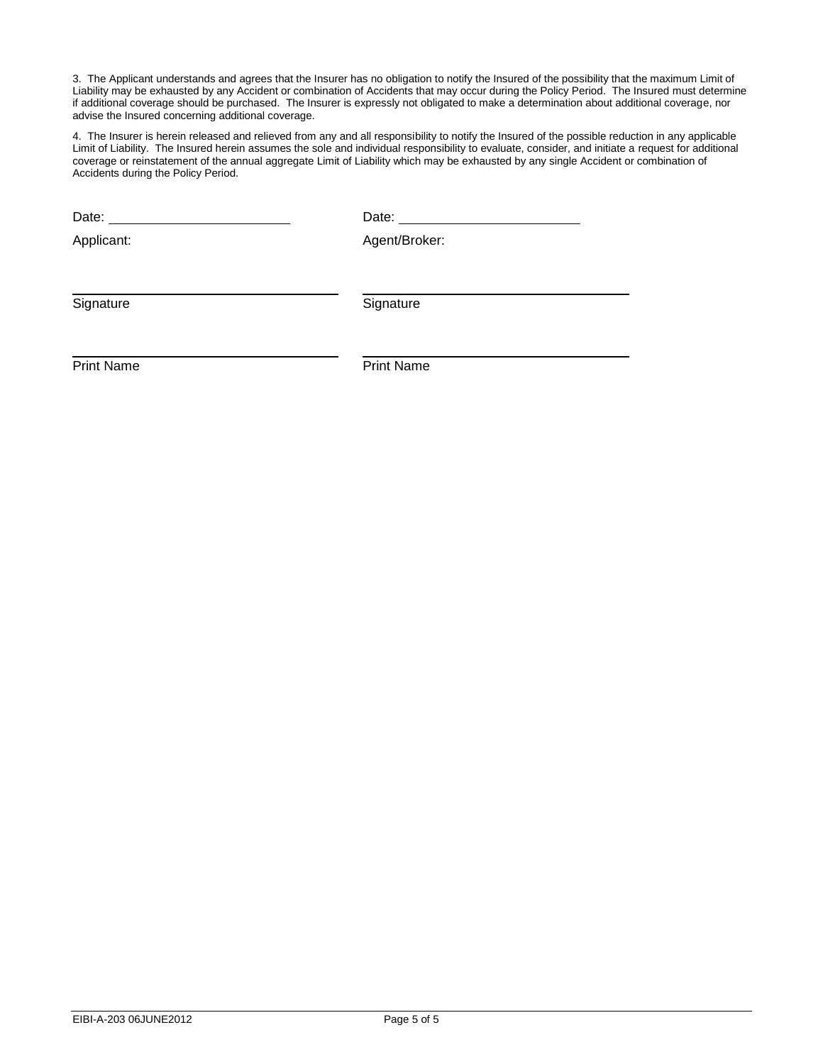3. The Applicant understands and agrees that the Insurer has no obligation to notify the Insured of the possibility that the maximum Limit of Liability may be exhausted by any Accident or combination of Accidents that may occur during the Policy Period. The Insured must determine if additional coverage should be purchased. The Insurer is expressly not obligated to make a determination about additional coverage, nor advise the Insured concerning additional coverage.

4. The Insurer is herein released and relieved from any and all responsibility to notify the Insured of the possible reduction in any applicable Limit of Liability. The Insured herein assumes the sole and individual responsibility to evaluate, consider, and initiate a request for additional coverage or reinstatement of the annual aggregate Limit of Liability which may be exhausted by any single Accident or combination of Accidents during the Policy Period.

| | |
|---|---|
| Date: ______________________ | Date: ______________________ |
| Applicant: | Agent/Broker: |
| ______________________________ | ______________________________ |
| Signature | Signature |
| ______________________________ | ______________________________ |
| Print Name | Print Name |

EIBI-A-203 06JUNE2012